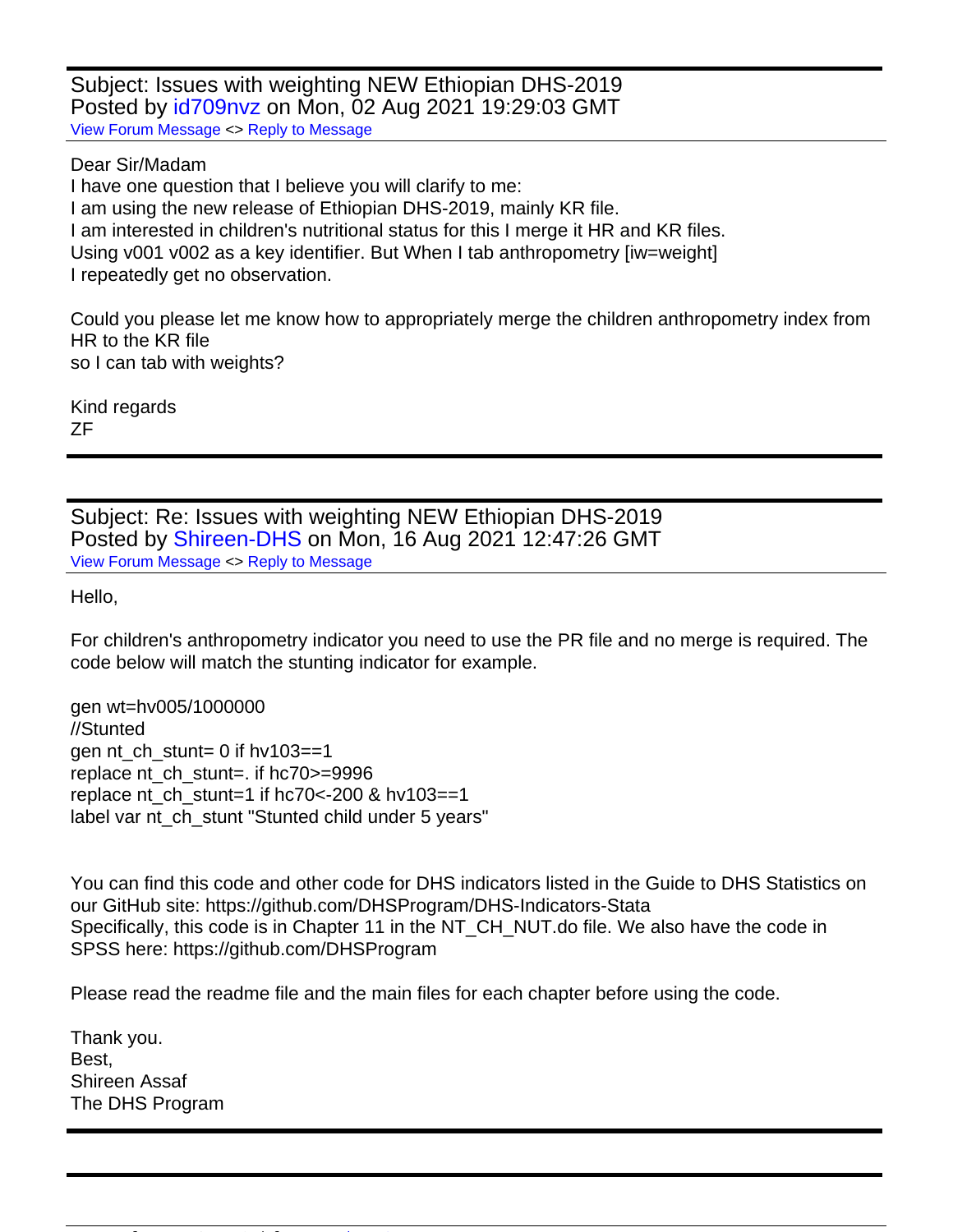Subject: Issues with weighting NEW Ethiopian DHS-2019
Posted by id709nvz on Mon, 02 Aug 2021 19:29:03 GMT
View Forum Message <> Reply to Message

---

Dear Sir/Madam
I have one question that I believe you will clarify to me:
I am using the new release of Ethiopian DHS-2019, mainly KR file.
I am interested in children's nutritional status for this I merge it HR and KR files.
Using v001 v002 as a key identifier. But When I tab anthropometry [iw=weight]
I repeatedly get no observation.

Could you please let me know how to appropriately merge the children anthropometry index from HR to the KR file
so I can tab with weights?

Kind regards
ZF

---

Subject: Re: Issues with weighting NEW Ethiopian DHS-2019
Posted by Shireen-DHS on Mon, 16 Aug 2021 12:47:26 GMT
View Forum Message <> Reply to Message

---

Hello,

For children's anthropometry indicator you need to use the PR file and no merge is required. The code below will match the stunting indicator for example.

```
gen wt=hv005/1000000
//Stunted
gen nt_ch_stunt= 0 if hv103==1
replace nt_ch_stunt=. if hc70>=9996
replace nt_ch_stunt=1 if hc70<-200 & hv103==1
label var nt_ch_stunt "Stunted child under 5 years"
```

You can find this code and other code for DHS indicators listed in the Guide to DHS Statistics on our GitHub site: https://github.com/DHSProgram/DHS-Indicators-Stata
Specifically, this code is in Chapter 11 in the NT_CH_NUT.do file. We also have the code in SPSS here: https://github.com/DHSProgram

Please read the readme file and the main files for each chapter before using the code.

Thank you.
Best,
Shireen Assaf
The DHS Program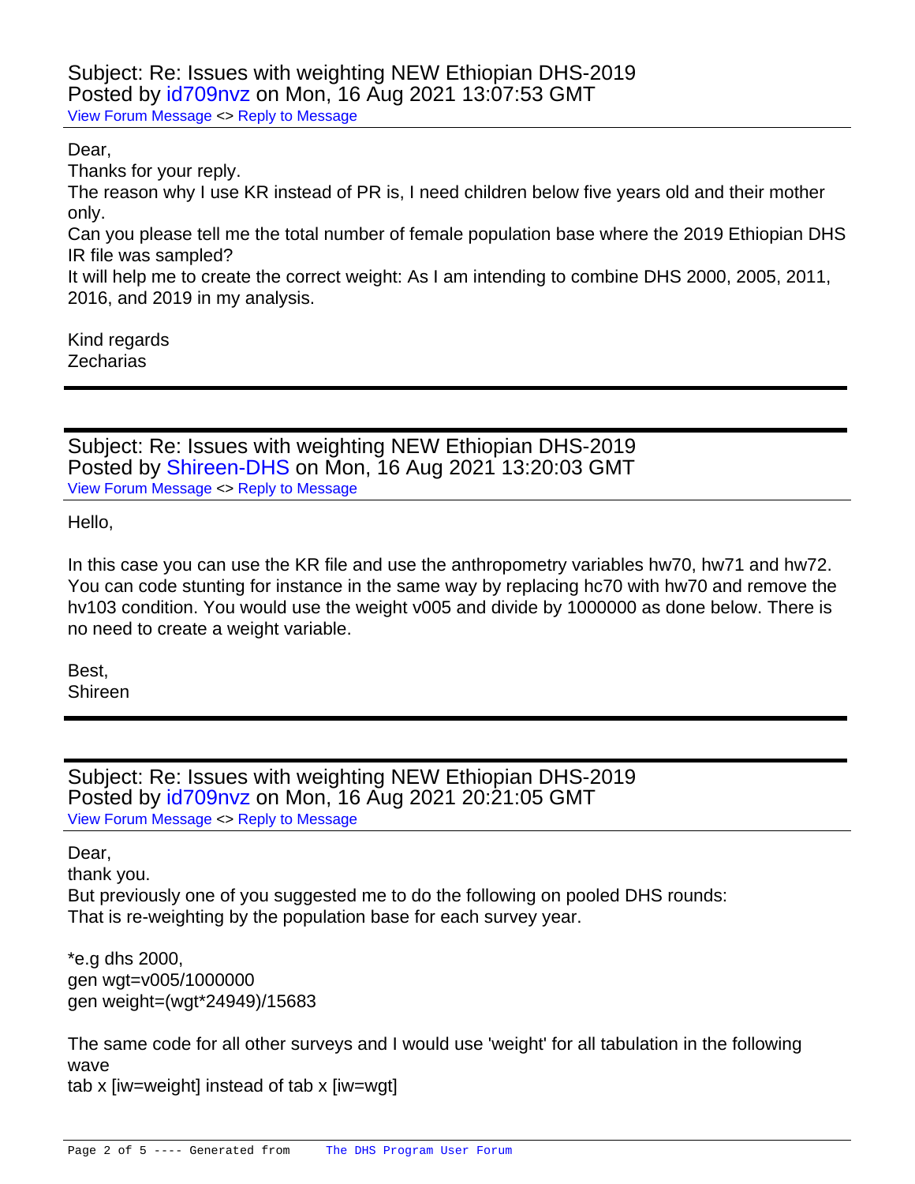Subject: Re: Issues with weighting NEW Ethiopian DHS-2019
Posted by id709nvz on Mon, 16 Aug 2021 13:07:53 GMT
View Forum Message <> Reply to Message

Dear,
Thanks for your reply.
The reason why I use KR instead of PR is, I need children below five years old and their mother only.
Can you please tell me the total number of female population base where the 2019 Ethiopian DHS IR file was sampled?
It will help me to create the correct weight: As I am intending to combine DHS 2000, 2005, 2011, 2016, and 2019 in my analysis.

Kind regards
Zecharias

---

Subject: Re: Issues with weighting NEW Ethiopian DHS-2019
Posted by Shireen-DHS on Mon, 16 Aug 2021 13:20:03 GMT
View Forum Message <> Reply to Message

Hello,

In this case you can use the KR file and use the anthropometry variables hw70, hw71 and hw72. You can code stunting for instance in the same way by replacing hc70 with hw70 and remove the hv103 condition. You would use the weight v005 and divide by 1000000 as done below. There is no need to create a weight variable.

Best,
Shireen

---

Subject: Re: Issues with weighting NEW Ethiopian DHS-2019
Posted by id709nvz on Mon, 16 Aug 2021 20:21:05 GMT
View Forum Message <> Reply to Message

Dear,
thank you.
But previously one of you suggested me to do the following on pooled DHS rounds:
That is re-weighting by the population base for each survey year.

```
*e.g dhs 2000,
gen wgt=v005/1000000
gen weight=(wgt*24949)/15683
```

The same code for all other surveys and I would use 'weight' for all tabulation in the following wave
tab x [iw=weight] instead of tab x [iw=wgt]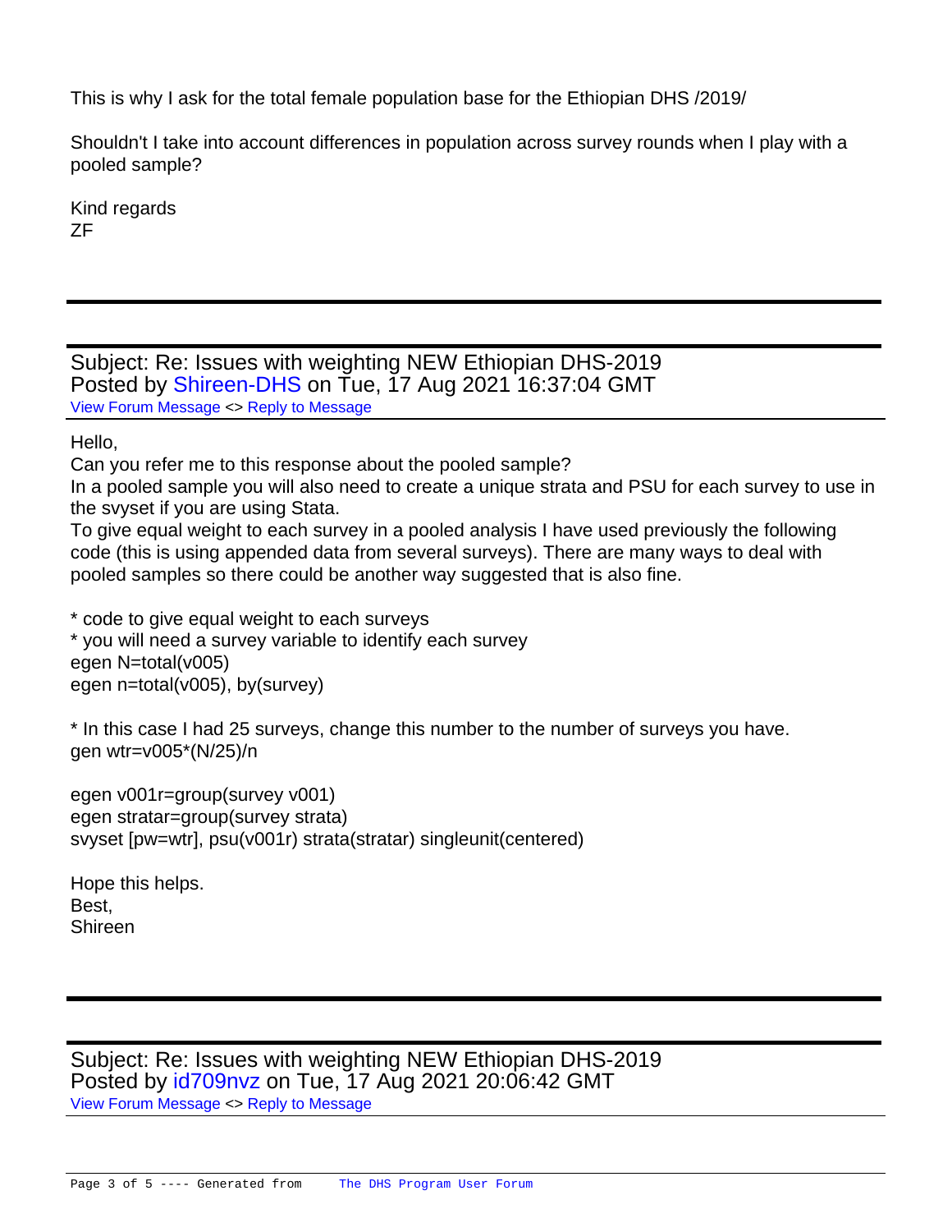This is why I ask for the total female population base for the Ethiopian DHS /2019/

Shouldn't I take into account differences in population across survey rounds when I play with a pooled sample?

Kind regards
ZF

---

## Subject: Re: Issues with weighting NEW Ethiopian DHS-2019
Posted by Shireen-DHS on Tue, 17 Aug 2021 16:37:04 GMT
View Forum Message <> Reply to Message

Hello,
Can you refer me to this response about the pooled sample?
In a pooled sample you will also need to create a unique strata and PSU for each survey to use in the svyset if you are using Stata.
To give equal weight to each survey in a pooled analysis I have used previously the following code (this is using appended data from several surveys). There are many ways to deal with pooled samples so there could be another way suggested that is also fine.

```
* code to give equal weight to each surveys
* you will need a survey variable to identify each survey
egen N=total(v005)
egen n=total(v005), by(survey)

* In this case I had 25 surveys, change this number to the number of surveys you have.
gen wtr=v005*(N/25)/n

egen v001r=group(survey v001)
egen stratar=group(survey strata)
svyset [pw=wtr], psu(v001r) strata(stratar) singleunit(centered)
```

Hope this helps.
Best,
Shireen

---

## Subject: Re: Issues with weighting NEW Ethiopian DHS-2019
Posted by id709nvz on Tue, 17 Aug 2021 20:06:42 GMT
View Forum Message <> Reply to Message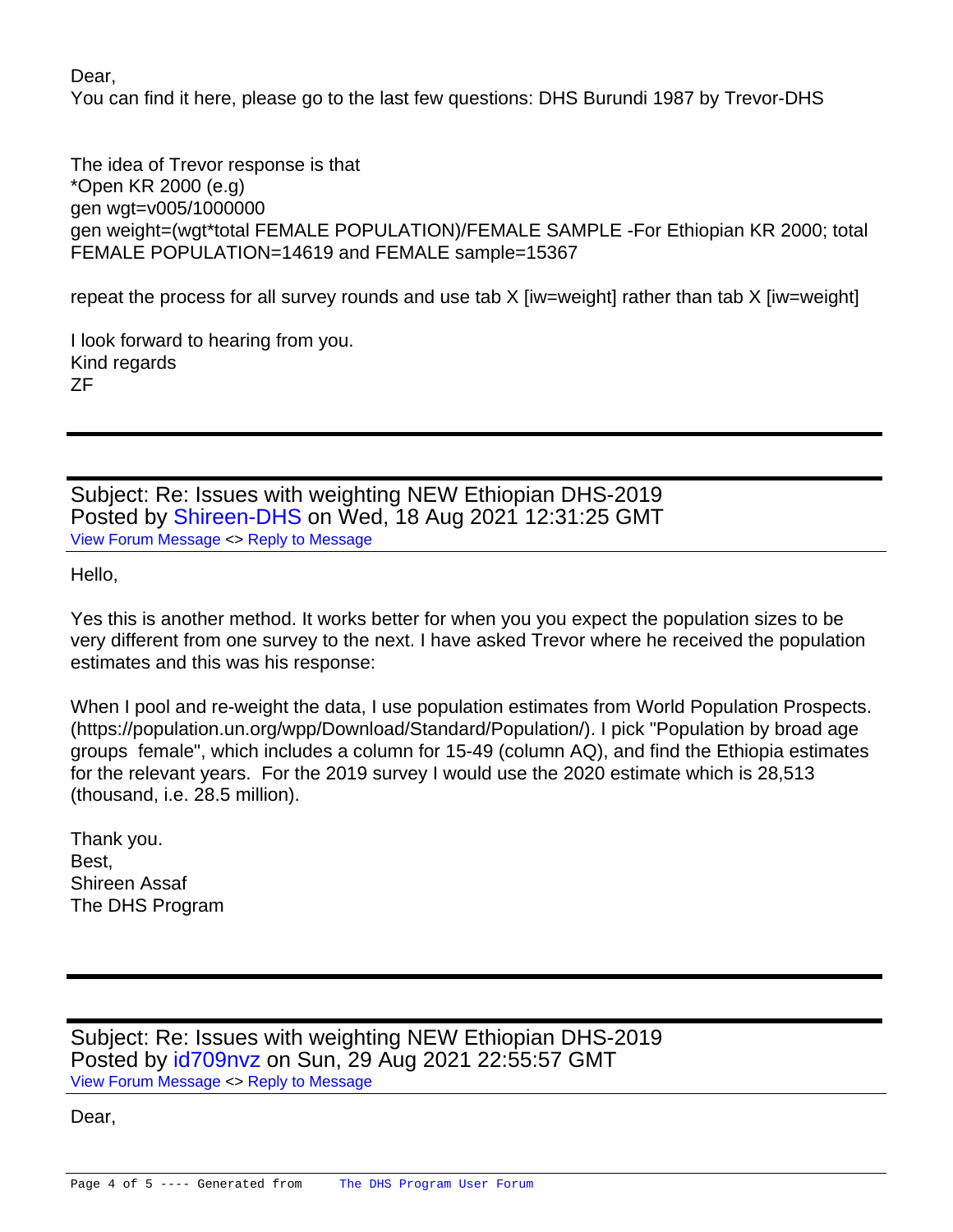Dear,
You can find it here, please go to the last few questions: DHS Burundi 1987 by Trevor-DHS

The idea of Trevor response is that
*Open KR 2000 (e.g)
gen wgt=v005/1000000
gen weight=(wgt*total FEMALE POPULATION)/FEMALE SAMPLE -For Ethiopian KR 2000; total FEMALE POPULATION=14619 and FEMALE sample=15367

repeat the process for all survey rounds and use tab X [iw=weight] rather than tab X [iw=weight]

I look forward to hearing from you.
Kind regards
ZF

---

## Subject: Re: Issues with weighting NEW Ethiopian DHS-2019
Posted by Shireen-DHS on Wed, 18 Aug 2021 12:31:25 GMT
View Forum Message <> Reply to Message

Hello,

Yes this is another method. It works better for when you you expect the population sizes to be very different from one survey to the next. I have asked Trevor where he received the population estimates and this was his response:

When I pool and re-weight the data, I use population estimates from World Population Prospects. (https://population.un.org/wpp/Download/Standard/Population/). I pick "Population by broad age groups female", which includes a column for 15-49 (column AQ), and find the Ethiopia estimates for the relevant years. For the 2019 survey I would use the 2020 estimate which is 28,513 (thousand, i.e. 28.5 million).

Thank you.
Best,
Shireen Assaf
The DHS Program

---

## Subject: Re: Issues with weighting NEW Ethiopian DHS-2019
Posted by id709nvz on Sun, 29 Aug 2021 22:55:57 GMT
View Forum Message <> Reply to Message

Dear,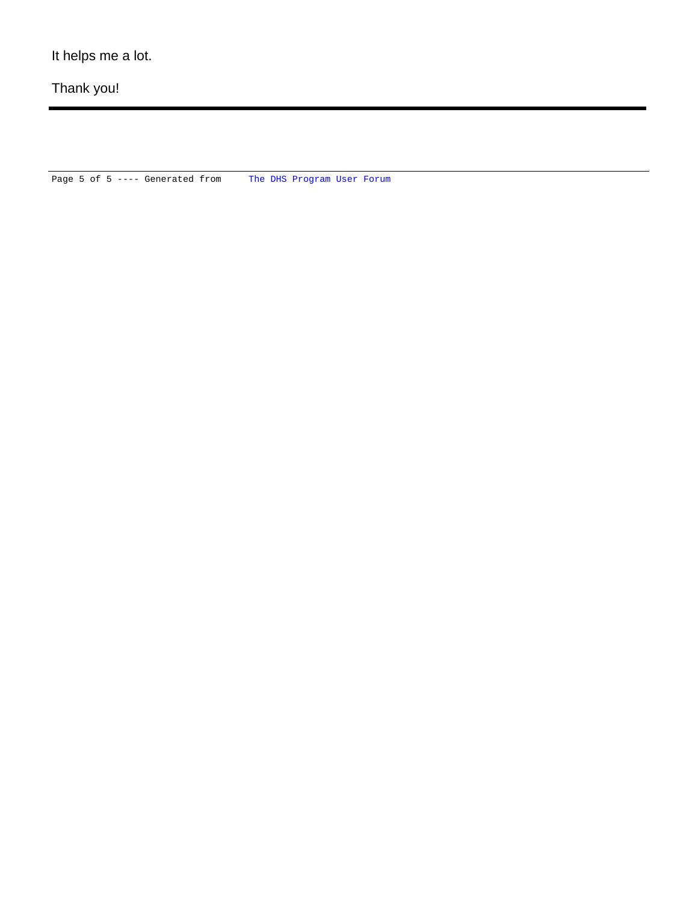It helps me a lot.

Thank you!

---